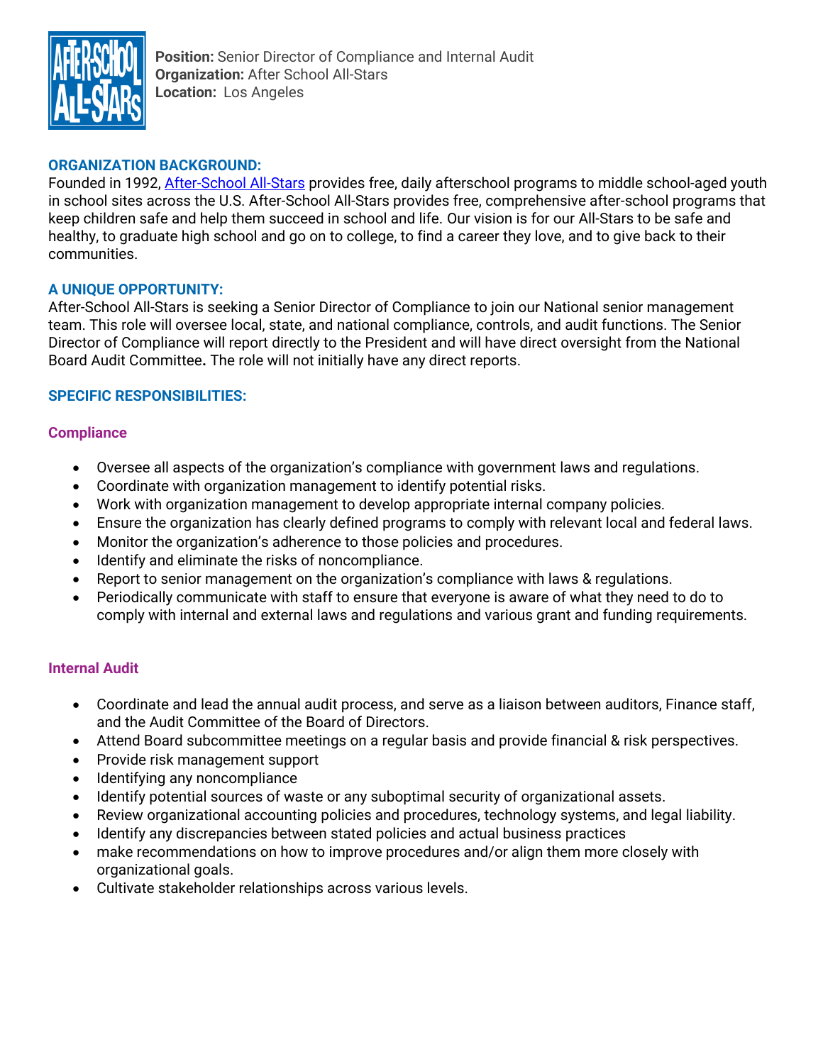**Position:** Senior Director of Compliance and Internal Audit
**Organization:** After School All-Stars
**Location:** Los Angeles

## ORGANIZATION BACKGROUND:

Founded in 1992, [After-School All-Stars]() provides free, daily afterschool programs to middle school-aged youth in school sites across the U.S. After-School All-Stars provides free, comprehensive after-school programs that keep children safe and help them succeed in school and life. Our vision is for our All-Stars to be safe and healthy, to graduate high school and go on to college, to find a career they love, and to give back to their communities.

## A UNIQUE OPPORTUNITY:

After-School All-Stars is seeking a Senior Director of Compliance to join our National senior management team. This role will oversee local, state, and national compliance, controls, and audit functions. The Senior Director of Compliance will report directly to the President and will have direct oversight from the National Board Audit Committee**.** The role will not initially have any direct reports.

## SPECIFIC RESPONSIBILITIES:

### Compliance

- Oversee all aspects of the organization's compliance with government laws and regulations.
- Coordinate with organization management to identify potential risks.
- Work with organization management to develop appropriate internal company policies.
- Ensure the organization has clearly defined programs to comply with relevant local and federal laws.
- Monitor the organization's adherence to those policies and procedures.
- Identify and eliminate the risks of noncompliance.
- Report to senior management on the organization's compliance with laws & regulations.
- Periodically communicate with staff to ensure that everyone is aware of what they need to do to comply with internal and external laws and regulations and various grant and funding requirements.

### Internal Audit

- Coordinate and lead the annual audit process, and serve as a liaison between auditors, Finance staff, and the Audit Committee of the Board of Directors.
- Attend Board subcommittee meetings on a regular basis and provide financial & risk perspectives.
- Provide risk management support
- Identifying any noncompliance
- Identify potential sources of waste or any suboptimal security of organizational assets.
- Review organizational accounting policies and procedures, technology systems, and legal liability.
- Identify any discrepancies between stated policies and actual business practices
- make recommendations on how to improve procedures and/or align them more closely with organizational goals.
- Cultivate stakeholder relationships across various levels.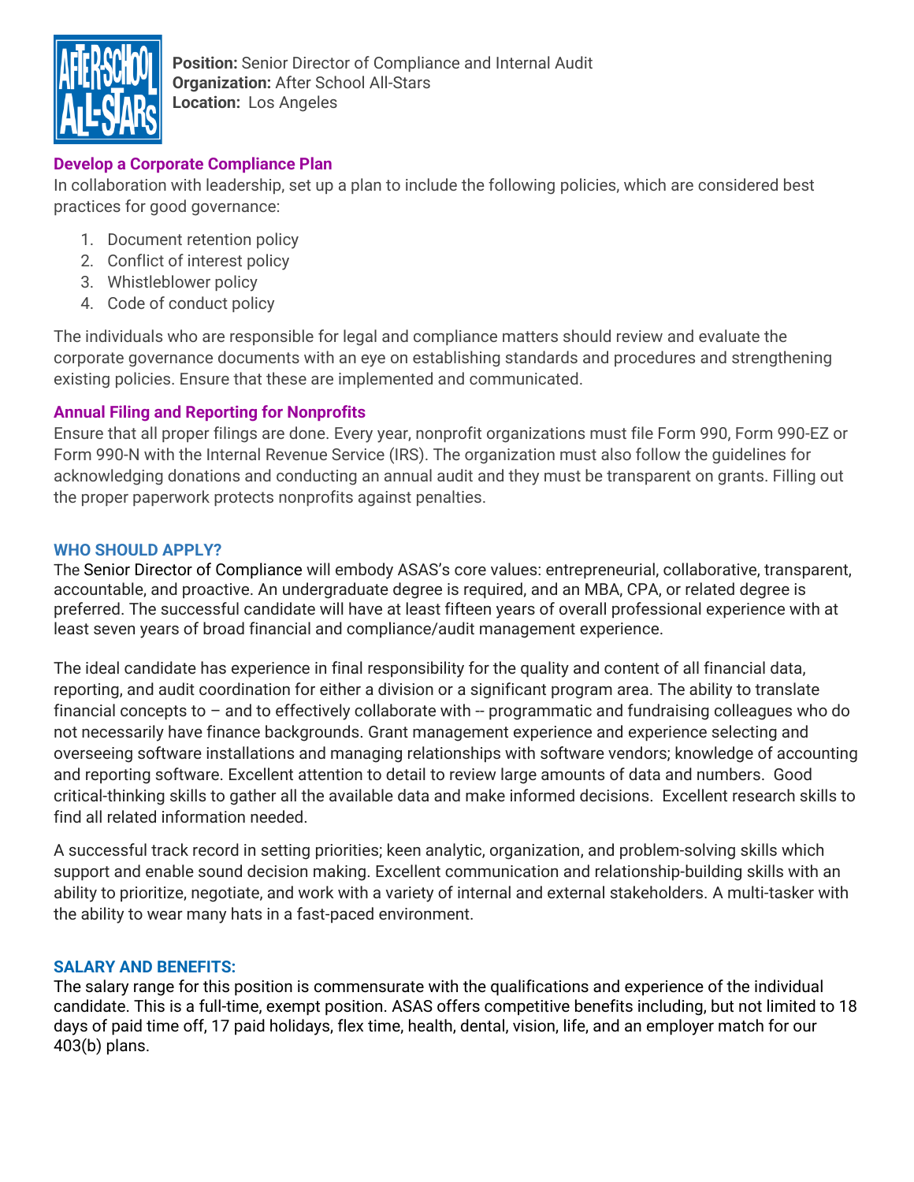**Position:** Senior Director of Compliance and Internal Audit
**Organization:** After School All-Stars
**Location:** Los Angeles

### Develop a Corporate Compliance Plan

In collaboration with leadership, set up a plan to include the following policies, which are considered best practices for good governance:

1. Document retention policy
2. Conflict of interest policy
3. Whistleblower policy
4. Code of conduct policy

The individuals who are responsible for legal and compliance matters should review and evaluate the corporate governance documents with an eye on establishing standards and procedures and strengthening existing policies. Ensure that these are implemented and communicated.

### Annual Filing and Reporting for Nonprofits

Ensure that all proper filings are done. Every year, nonprofit organizations must file Form 990, Form 990-EZ or Form 990-N with the Internal Revenue Service (IRS). The organization must also follow the guidelines for acknowledging donations and conducting an annual audit and they must be transparent on grants. Filling out the proper paperwork protects nonprofits against penalties.

## WHO SHOULD APPLY?

The Senior Director of Compliance will embody ASAS's core values: entrepreneurial, collaborative, transparent, accountable, and proactive. An undergraduate degree is required, and an MBA, CPA, or related degree is preferred. The successful candidate will have at least fifteen years of overall professional experience with at least seven years of broad financial and compliance/audit management experience.

The ideal candidate has experience in final responsibility for the quality and content of all financial data, reporting, and audit coordination for either a division or a significant program area. The ability to translate financial concepts to – and to effectively collaborate with -- programmatic and fundraising colleagues who do not necessarily have finance backgrounds. Grant management experience and experience selecting and overseeing software installations and managing relationships with software vendors; knowledge of accounting and reporting software. Excellent attention to detail to review large amounts of data and numbers. Good critical-thinking skills to gather all the available data and make informed decisions. Excellent research skills to find all related information needed.

A successful track record in setting priorities; keen analytic, organization, and problem-solving skills which support and enable sound decision making. Excellent communication and relationship-building skills with an ability to prioritize, negotiate, and work with a variety of internal and external stakeholders. A multi-tasker with the ability to wear many hats in a fast-paced environment.

## SALARY AND BENEFITS:

The salary range for this position is commensurate with the qualifications and experience of the individual candidate. This is a full-time, exempt position. ASAS offers competitive benefits including, but not limited to 18 days of paid time off, 17 paid holidays, flex time, health, dental, vision, life, and an employer match for our 403(b) plans.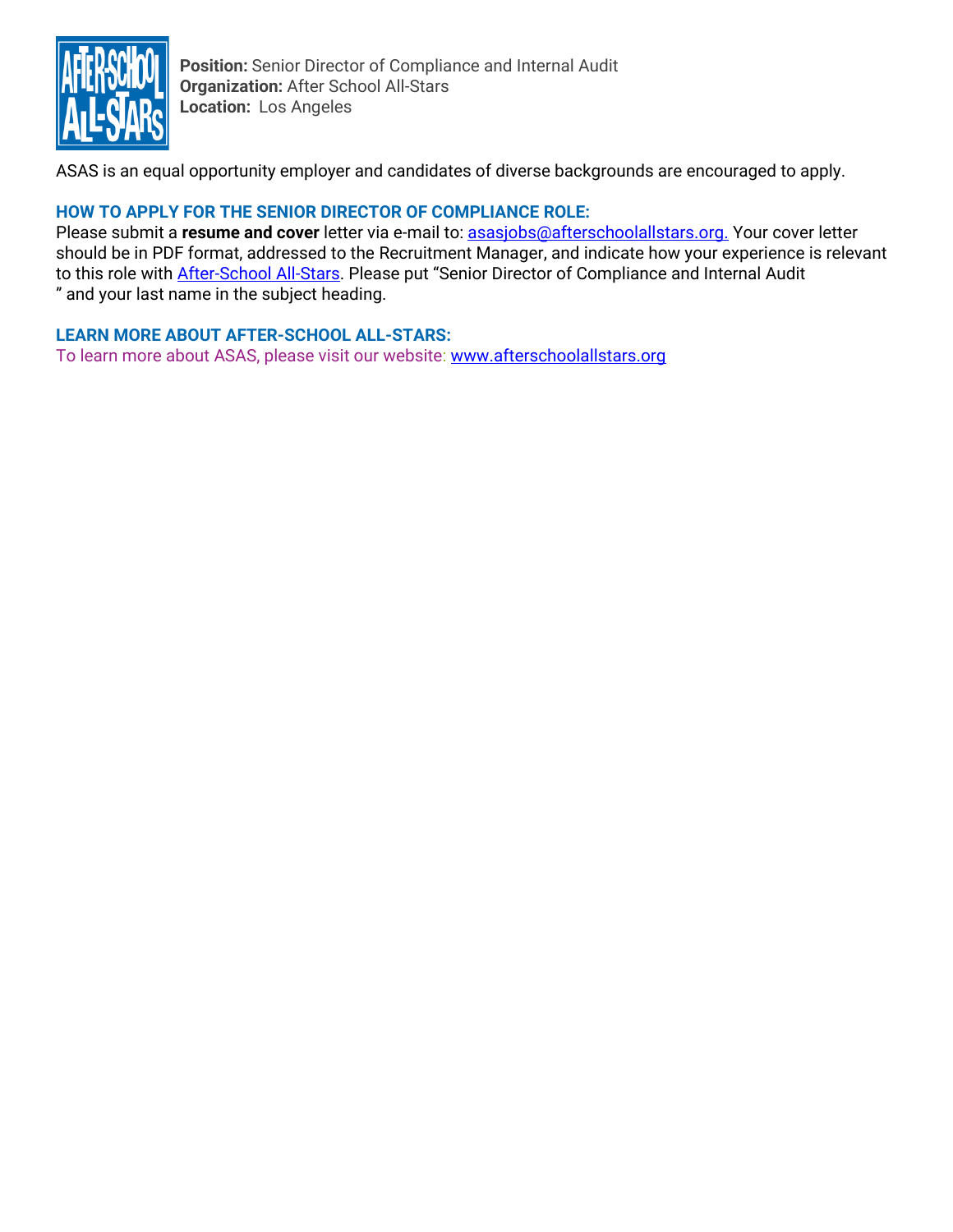**Position:** Senior Director of Compliance and Internal Audit
**Organization:** After School All-Stars
**Location:** Los Angeles

ASAS is an equal opportunity employer and candidates of diverse backgrounds are encouraged to apply.

**HOW TO APPLY FOR THE SENIOR DIRECTOR OF COMPLIANCE ROLE:**

Please submit a **resume and cover** letter via e-mail to: asasjobs@afterschoolallstars.org. Your cover letter should be in PDF format, addressed to the Recruitment Manager, and indicate how your experience is relevant to this role with After-School All-Stars. Please put "Senior Director of Compliance and Internal Audit " and your last name in the subject heading.

**LEARN MORE ABOUT AFTER-SCHOOL ALL-STARS:**

To learn more about ASAS, please visit our website: www.afterschoolallstars.org